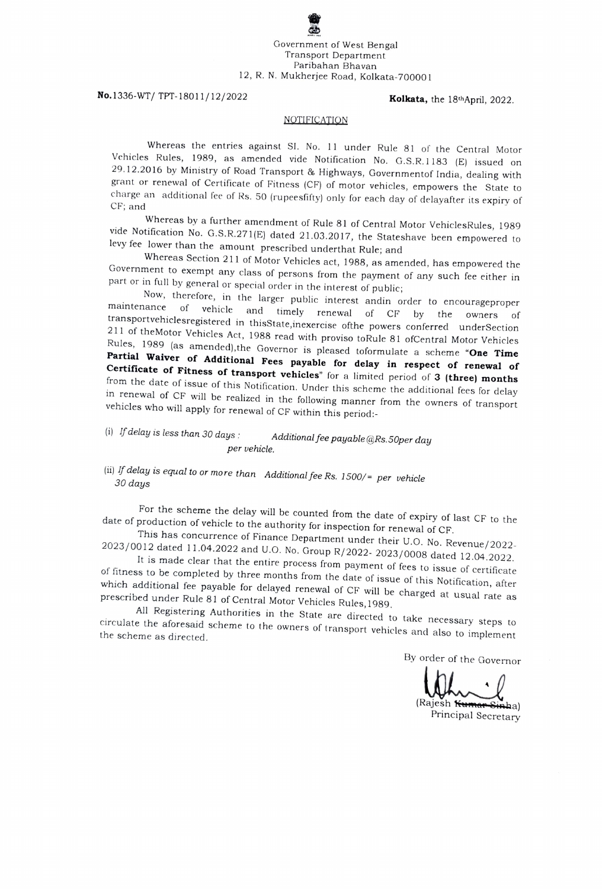Government of West Bengal
Transport Department
Paribahan Bhavan
12, R. N. Mukherjee Road, Kolkata-700001

**No.**1336-WT/ TPT-18011/12/2022 **Kolkata,** the 18th April, 2022.

## NOTIFICATION

Whereas the entries against Sl. No. 11 under Rule 81 of the Central Motor Vehicles Rules, 1989, as amended vide Notification No. G.S.R.1183 (E) issued on 29.12.2016 by Ministry of Road Transport & Highways, Governmentof India, dealing with grant or renewal of Certificate of Fitness (CF) of motor vehicles, empowers the State to charge an additional fee of Rs. 50 (rupeesfifty) only for each day of delayafter its expiry of CF; and

Whereas by a further amendment of Rule 81 of Central Motor VehiclesRules, 1989 vide Notification No. G.S.R.271(E) dated 21.03.2017, the Stateshave been empowered to levy fee lower than the amount prescribed underthat Rule; and

Whereas Section 211 of Motor Vehicles act, 1988, as amended, has empowered the Government to exempt any class of persons from the payment of any such fee either in part or in full by general or special order in the interest of public;

Now, therefore, in the larger public interest andin order to encourageproper maintenance of vehicle and timely renewal of CF by the owners of transportvehiclesregistered in thisState,inexercise ofthe powers conferred underSection 211 of theMotor Vehicles Act, 1988 read with proviso toRule 81 ofCentral Motor Vehicles Rules, 1989 (as amended),the Governor is pleased toformulate a scheme **"One Time Partial Waiver of Additional Fees payable for delay in respect of renewal of Certificate of Fitness of transport vehicles"** for a limited period of **3 (three) months** from the date of issue of this Notification. Under this scheme the additional fees for delay in renewal of CF will be realized in the following manner from the owners of transport vehicles who will apply for renewal of CF within this period:-

(i) *If delay is less than 30 days :* *Additional fee payable @Rs.50per day per vehicle.*

(ii) *If delay is equal to or more than 30 days* *Additional fee Rs. 1500/= per vehicle*

For the scheme the delay will be counted from the date of expiry of last CF to the date of production of vehicle to the authority for inspection for renewal of CF.

This has concurrence of Finance Department under their U.O. No. Revenue/2022-2023/0012 dated 11.04.2022 and U.O. No. Group R/2022- 2023/0008 dated 12.04.2022.

It is made clear that the entire process from payment of fees to issue of certificate of fitness to be completed by three months from the date of issue of this Notification, after which additional fee payable for delayed renewal of CF will be charged at usual rate as prescribed under Rule 81 of Central Motor Vehicles Rules,1989.

All Registering Authorities in the State are directed to take necessary steps to circulate the aforesaid scheme to the owners of transport vehicles and also to implement the scheme as directed.

By order of the Governor

(Rajesh ~~Kumar Sinha~~)
Principal Secretary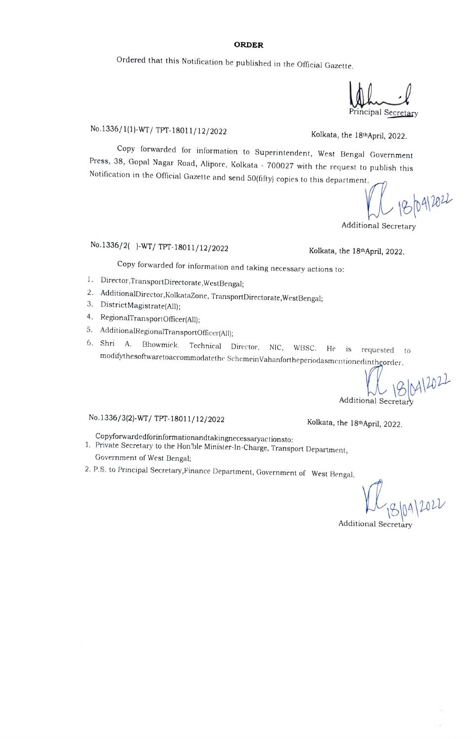## ORDER

Ordered that this Notification be published in the Official Gazette.

Principal Secretary

No.1336/1(1)-WT/ TPT-18011/12/2022 Kolkata, the 18th April, 2022.

Copy forwarded for information to Superintendent, West Bengal Government Press, 38, Gopal Nagar Road, Alipore, Kolkata - 700027 with the request to publish this Notification in the Official Gazette and send 50(fifty) copies to this department.

18/04/2022

Additional Secretary

No.1336/2( )-WT/ TPT-18011/12/2022 Kolkata, the 18th April, 2022.

Copy forwarded for information and taking necessary actions to:

1. Director,TransportDirectorate,WestBengal;
2. AdditionalDirector,KolkataZone, TransportDirectorate,WestBengal;
3. DistrictMagistrate(All);
4. RegionalTransportOfficer(All);
5. AdditionalRegionalTransportOfficer(All);
6. Shri A. Bhowmick. Technical Director, NIC, WBSC. He is requested to modifythesoftwaretoaccommodatethe SchemeinVahanfortheperiodasmentionedintheorder.

18/04/2022

Additional Secretary

No.1336/3(2)-WT/ TPT-18011/12/2022 Kolkata, the 18th April, 2022.

Copyforwardedforinformationandtakingnecessaryactionsto:

1. Private Secretary to the Hon'ble Minister-In-Charge, Transport Department, Government of West Bengal;
2. P.S. to Principal Secretary,Finance Department, Government of West Bengal.

18/04/2022

Additional Secretary